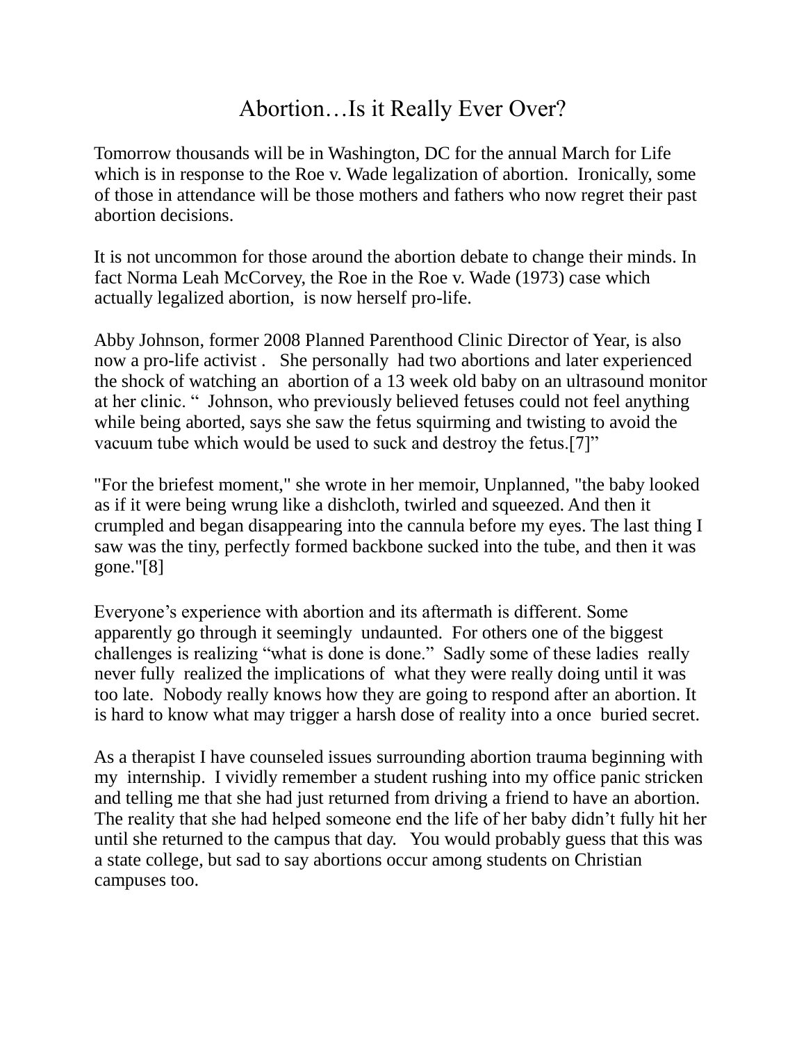# Abortion…Is it Really Ever Over?

Tomorrow thousands will be in Washington, DC for the annual March for Life which is in response to the Roe v. Wade legalization of abortion. Ironically, some of those in attendance will be those mothers and fathers who now regret their past abortion decisions.

It is not uncommon for those around the abortion debate to change their minds. In fact Norma Leah McCorvey, the Roe in the Roe v. Wade (1973) case which actually legalized abortion, is now herself pro-life.

Abby Johnson, former 2008 Planned Parenthood Clinic Director of Year, is also now a pro-life activist . She personally had two abortions and later experienced the shock of watching an abortion of a 13 week old baby on an ultrasound monitor at her clinic. " Johnson, who previously believed fetuses could not feel anything while being aborted, says she saw the fetus squirming and twisting to avoid the vacuum tube which would be used to suck and destroy the fetus.[7]"

"For the briefest moment," she wrote in her memoir, Unplanned, "the baby looked as if it were being wrung like a dishcloth, twirled and squeezed. And then it crumpled and began disappearing into the cannula before my eyes. The last thing I saw was the tiny, perfectly formed backbone sucked into the tube, and then it was gone."[8]

Everyone's experience with abortion and its aftermath is different. Some apparently go through it seemingly undaunted. For others one of the biggest challenges is realizing "what is done is done." Sadly some of these ladies really never fully realized the implications of what they were really doing until it was too late. Nobody really knows how they are going to respond after an abortion. It is hard to know what may trigger a harsh dose of reality into a once buried secret.

As a therapist I have counseled issues surrounding abortion trauma beginning with my internship. I vividly remember a student rushing into my office panic stricken and telling me that she had just returned from driving a friend to have an abortion. The reality that she had helped someone end the life of her baby didn't fully hit her until she returned to the campus that day. You would probably guess that this was a state college, but sad to say abortions occur among students on Christian campuses too.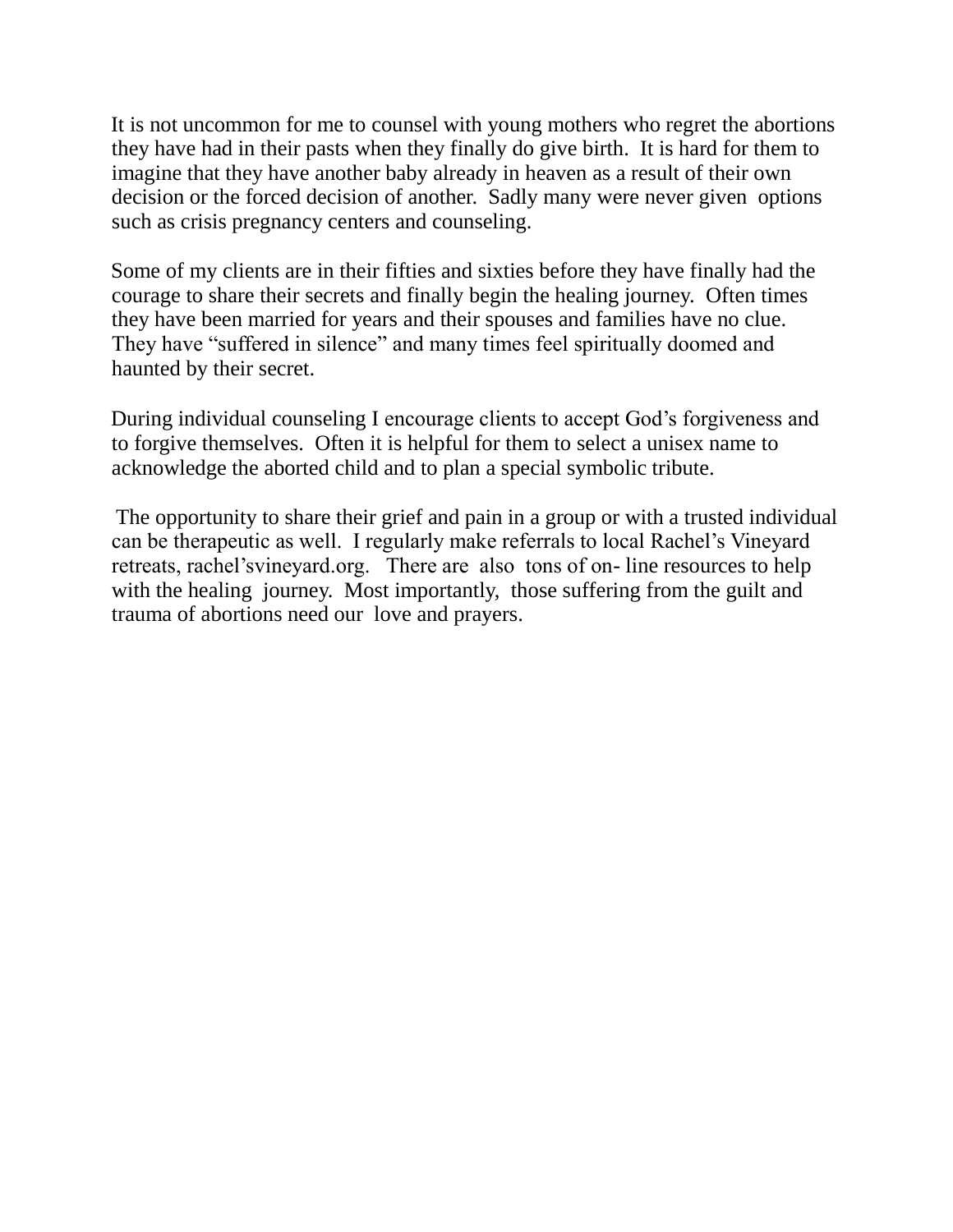It is not uncommon for me to counsel with young mothers who regret the abortions they have had in their pasts when they finally do give birth. It is hard for them to imagine that they have another baby already in heaven as a result of their own decision or the forced decision of another. Sadly many were never given options such as crisis pregnancy centers and counseling.

Some of my clients are in their fifties and sixties before they have finally had the courage to share their secrets and finally begin the healing journey. Often times they have been married for years and their spouses and families have no clue. They have "suffered in silence" and many times feel spiritually doomed and haunted by their secret.

During individual counseling I encourage clients to accept God's forgiveness and to forgive themselves. Often it is helpful for them to select a unisex name to acknowledge the aborted child and to plan a special symbolic tribute.

The opportunity to share their grief and pain in a group or with a trusted individual can be therapeutic as well. I regularly make referrals to local Rachel's Vineyard retreats, rachel'svineyard.org. There are also tons of on- line resources to help with the healing journey. Most importantly, those suffering from the guilt and trauma of abortions need our love and prayers.